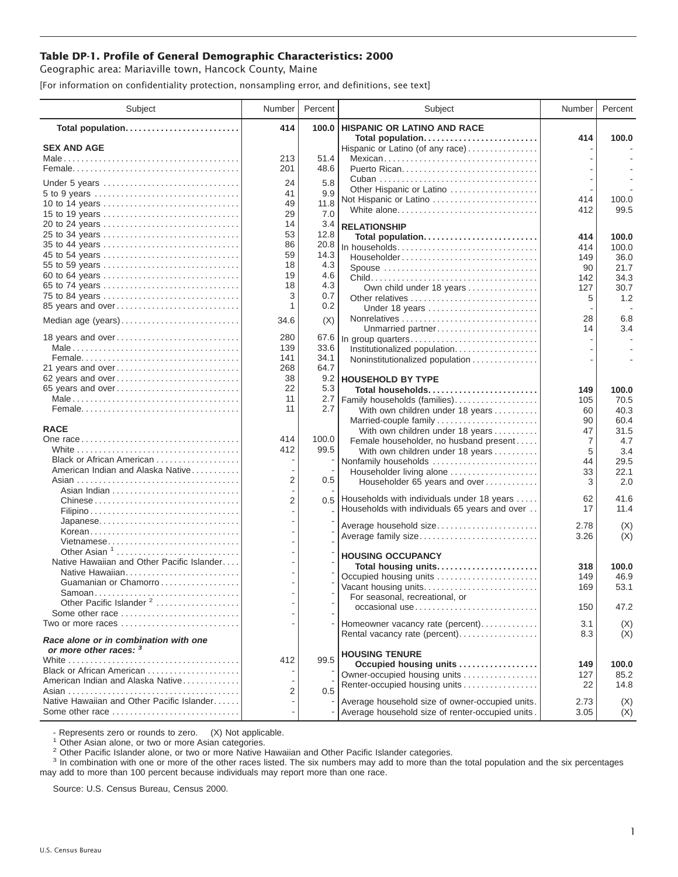# Table DP-1. Profile of General Demographic Characteristics: 2000

Geographic area: Mariaville town, Hancock County, Maine

[For information on confidentiality protection, nonsampling error, and definitions, see text]

| Subject | Number | Percent |
|---|---|---|
| **Total population** | **414** | **100.0** |
| **SEX AND AGE** | | |
| Male | 213 | 51.4 |
| Female | 201 | 48.6 |
| Under 5 years | 24 | 5.8 |
| 5 to 9 years | 41 | 9.9 |
| 10 to 14 years | 49 | 11.8 |
| 15 to 19 years | 29 | 7.0 |
| 20 to 24 years | 14 | 3.4 |
| 25 to 34 years | 53 | 12.8 |
| 35 to 44 years | 86 | 20.8 |
| 45 to 54 years | 59 | 14.3 |
| 55 to 59 years | 18 | 4.3 |
| 60 to 64 years | 19 | 4.6 |
| 65 to 74 years | 18 | 4.3 |
| 75 to 84 years | 3 | 0.7 |
| 85 years and over | 1 | 0.2 |
| Median age (years) | 34.6 | (X) |
| 18 years and over | 280 | 67.6 |
| Male | 139 | 33.6 |
| Female | 141 | 34.1 |
| 21 years and over | 268 | 64.7 |
| 62 years and over | 38 | 9.2 |
| 65 years and over | 22 | 5.3 |
| Male | 11 | 2.7 |
| Female | 11 | 2.7 |
| **RACE** | | |
| One race | 414 | 100.0 |
| White | 412 | 99.5 |
| Black or African American | - | - |
| American Indian and Alaska Native | - | - |
| Asian | 2 | 0.5 |
| Asian Indian | - | - |
| Chinese | 2 | 0.5 |
| Filipino | - | - |
| Japanese | - | - |
| Korean | - | - |
| Vietnamese | - | - |
| Other Asian [1] | - | - |
| Native Hawaiian and Other Pacific Islander | - | - |
| Native Hawaiian | - | - |
| Guamanian or Chamorro | - | - |
| Samoan | - | - |
| Other Pacific Islander [2] | - | - |
| Some other race | - | - |
| Two or more races | - | - |
| ***Race alone or in combination with one or more other races:* [3]** | | |
| White | 412 | 99.5 |
| Black or African American | - | - |
| American Indian and Alaska Native | - | - |
| Asian | 2 | 0.5 |
| Native Hawaiian and Other Pacific Islander | - | - |
| Some other race | - | - |

| Subject | Number | Percent |
|---|---|---|
| **HISPANIC OR LATINO AND RACE** | | |
| **Total population** | **414** | **100.0** |
| Hispanic or Latino (of any race) | - | - |
| Mexican | - | - |
| Puerto Rican | - | - |
| Cuban | - | - |
| Other Hispanic or Latino | - | - |
| Not Hispanic or Latino | 414 | 100.0 |
| White alone | 412 | 99.5 |
| **RELATIONSHIP** | | |
| **Total population** | **414** | **100.0** |
| In households | 414 | 100.0 |
| Householder | 149 | 36.0 |
| Spouse | 90 | 21.7 |
| Child | 142 | 34.3 |
| Own child under 18 years | 127 | 30.7 |
| Other relatives | 5 | 1.2 |
| Under 18 years | - | - |
| Nonrelatives | 28 | 6.8 |
| Unmarried partner | 14 | 3.4 |
| In group quarters | - | - |
| Institutionalized population | - | - |
| Noninstitutionalized population | - | - |
| **HOUSEHOLD BY TYPE** | | |
| **Total households** | **149** | **100.0** |
| Family households (families) | 105 | 70.5 |
| With own children under 18 years | 60 | 40.3 |
| Married-couple family | 90 | 60.4 |
| With own children under 18 years | 47 | 31.5 |
| Female householder, no husband present | 7 | 4.7 |
| With own children under 18 years | 5 | 3.4 |
| Nonfamily households | 44 | 29.5 |
| Householder living alone | 33 | 22.1 |
| Householder 65 years and over | 3 | 2.0 |
| Households with individuals under 18 years | 62 | 41.6 |
| Households with individuals 65 years and over | 17 | 11.4 |
| Average household size | 2.78 | (X) |
| Average family size | 3.26 | (X) |
| **HOUSING OCCUPANCY** | | |
| **Total housing units** | **318** | **100.0** |
| Occupied housing units | 149 | 46.9 |
| Vacant housing units | 169 | 53.1 |
| For seasonal, recreational, or occasional use | 150 | 47.2 |
| Homeowner vacancy rate (percent) | 3.1 | (X) |
| Rental vacancy rate (percent) | 8.3 | (X) |
| **HOUSING TENURE** | | |
| **Occupied housing units** | **149** | **100.0** |
| Owner-occupied housing units | 127 | 85.2 |
| Renter-occupied housing units | 22 | 14.8 |
| Average household size of owner-occupied units | 2.73 | (X) |
| Average household size of renter-occupied units | 3.05 | (X) |

- Represents zero or rounds to zero. (X) Not applicable.

[1] Other Asian alone, or two or more Asian categories.

[2] Other Pacific Islander alone, or two or more Native Hawaiian and Other Pacific Islander categories.

[3] In combination with one or more of the other races listed. The six numbers may add to more than the total population and the six percentages may add to more than 100 percent because individuals may report more than one race.

Source: U.S. Census Bureau, Census 2000.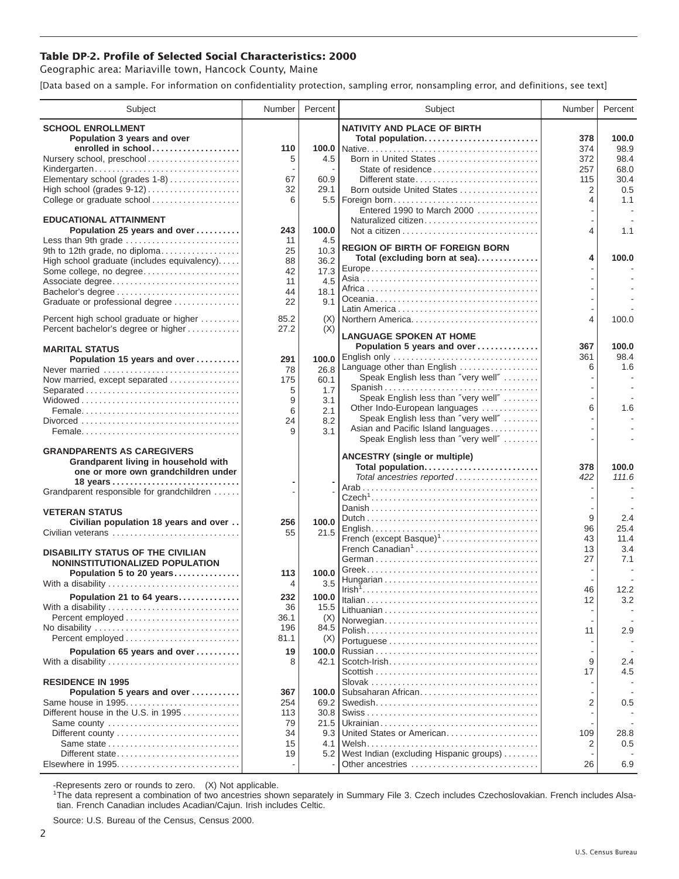# Table DP-2. Profile of Selected Social Characteristics: 2000

Geographic area: Mariaville town, Hancock County, Maine

[Data based on a sample. For information on confidentiality protection, sampling error, nonsampling error, and definitions, see text]

| Subject | Number | Percent |
|---|---|---|
| **SCHOOL ENROLLMENT** | | |
| **Population 3 years and over enrolled in school** | **110** | **100.0** |
| Nursery school, preschool | 5 | 4.5 |
| Kindergarten | - | - |
| Elementary school (grades 1-8) | 67 | 60.9 |
| High school (grades 9-12) | 32 | 29.1 |
| College or graduate school | 6 | 5.5 |
| **EDUCATIONAL ATTAINMENT** | | |
| **Population 25 years and over** | **243** | **100.0** |
| Less than 9th grade | 11 | 4.5 |
| 9th to 12th grade, no diploma | 25 | 10.3 |
| High school graduate (includes equivalency) | 88 | 36.2 |
| Some college, no degree | 42 | 17.3 |
| Associate degree | 11 | 4.5 |
| Bachelor's degree | 44 | 18.1 |
| Graduate or professional degree | 22 | 9.1 |
| Percent high school graduate or higher | 85.2 | (X) |
| Percent bachelor's degree or higher | 27.2 | (X) |
| **MARITAL STATUS** | | |
| **Population 15 years and over** | **291** | **100.0** |
| Never married | 78 | 26.8 |
| Now married, except separated | 175 | 60.1 |
| Separated | 5 | 1.7 |
| Widowed | 9 | 3.1 |
| Female | 6 | 2.1 |
| Divorced | 24 | 8.2 |
| Female | 9 | 3.1 |
| **GRANDPARENTS AS CAREGIVERS** | | |
| **Grandparent living in household with one or more own grandchildren under 18 years** | **-** | **-** |
| Grandparent responsible for grandchildren | - | - |
| **VETERAN STATUS** | | |
| **Civilian population 18 years and over** | **256** | **100.0** |
| Civilian veterans | 55 | 21.5 |
| **DISABILITY STATUS OF THE CIVILIAN NONINSTITUTIONALIZED POPULATION** | | |
| **Population 5 to 20 years** | **113** | **100.0** |
| With a disability | 4 | 3.5 |
| **Population 21 to 64 years** | **232** | **100.0** |
| With a disability | 36 | 15.5 |
| Percent employed | 36.1 | (X) |
| No disability | 196 | 84.5 |
| Percent employed | 81.1 | (X) |
| **Population 65 years and over** | **19** | **100.0** |
| With a disability | 8 | 42.1 |
| **RESIDENCE IN 1995** | | |
| **Population 5 years and over** | **367** | **100.0** |
| Same house in 1995 | 254 | 69.2 |
| Different house in the U.S. in 1995 | 113 | 30.8 |
| Same county | 79 | 21.5 |
| Different county | 34 | 9.3 |
| Same state | 15 | 4.1 |
| Different state | 19 | 5.2 |
| Elsewhere in 1995 | - | - |

| Subject | Number | Percent |
|---|---|---|
| **NATIVITY AND PLACE OF BIRTH** | | |
| **Total population** | **378** | **100.0** |
| Native | 374 | 98.9 |
| Born in United States | 372 | 98.4 |
| State of residence | 257 | 68.0 |
| Different state | 115 | 30.4 |
| Born outside United States | 2 | 0.5 |
| Foreign born | 4 | 1.1 |
| Entered 1990 to March 2000 | - | - |
| Naturalized citizen | - | - |
| Not a citizen | 4 | 1.1 |
| **REGION OF BIRTH OF FOREIGN BORN** | | |
| **Total (excluding born at sea)** | **4** | **100.0** |
| Europe | - | - |
| Asia | - | - |
| Africa | - | - |
| Oceania | - | - |
| Latin America | - | - |
| Northern America | 4 | 100.0 |
| **LANGUAGE SPOKEN AT HOME** | | |
| **Population 5 years and over** | **367** | **100.0** |
| English only | 361 | 98.4 |
| Language other than English | 6 | 1.6 |
| Speak English less than "very well" | - | - |
| Spanish | - | - |
| Speak English less than "very well" | - | - |
| Other Indo-European languages | 6 | 1.6 |
| Speak English less than "very well" | - | - |
| Asian and Pacific Island languages | - | - |
| Speak English less than "very well" | - | - |
| **ANCESTRY (single or multiple)** | | |
| **Total population** | **378** | **100.0** |
| *Total ancestries reported* | *422* | *111.6* |
| Arab | - | - |
| Czech[1] | - | - |
| Danish | - | - |
| Dutch | 9 | 2.4 |
| English | 96 | 25.4 |
| French (except Basque)[1] | 43 | 11.4 |
| French Canadian[1] | 13 | 3.4 |
| German | 27 | 7.1 |
| Greek | - | - |
| Hungarian | - | - |
| Irish[1] | 46 | 12.2 |
| Italian | 12 | 3.2 |
| Lithuanian | - | - |
| Norwegian | - | - |
| Polish | 11 | 2.9 |
| Portuguese | - | - |
| Russian | - | - |
| Scotch-Irish | 9 | 2.4 |
| Scottish | 17 | 4.5 |
| Slovak | - | - |
| Subsaharan African | - | - |
| Swedish | 2 | 0.5 |
| Swiss | - | - |
| Ukrainian | - | - |
| United States or American | 109 | 28.8 |
| Welsh | 2 | 0.5 |
| West Indian (excluding Hispanic groups) | - | - |
| Other ancestries | 26 | 6.9 |

-Represents zero or rounds to zero. (X) Not applicable.

[1]The data represent a combination of two ancestries shown separately in Summary File 3. Czech includes Czechoslovakian. French includes Alsatian. French Canadian includes Acadian/Cajun. Irish includes Celtic.

Source: U.S. Bureau of the Census, Census 2000.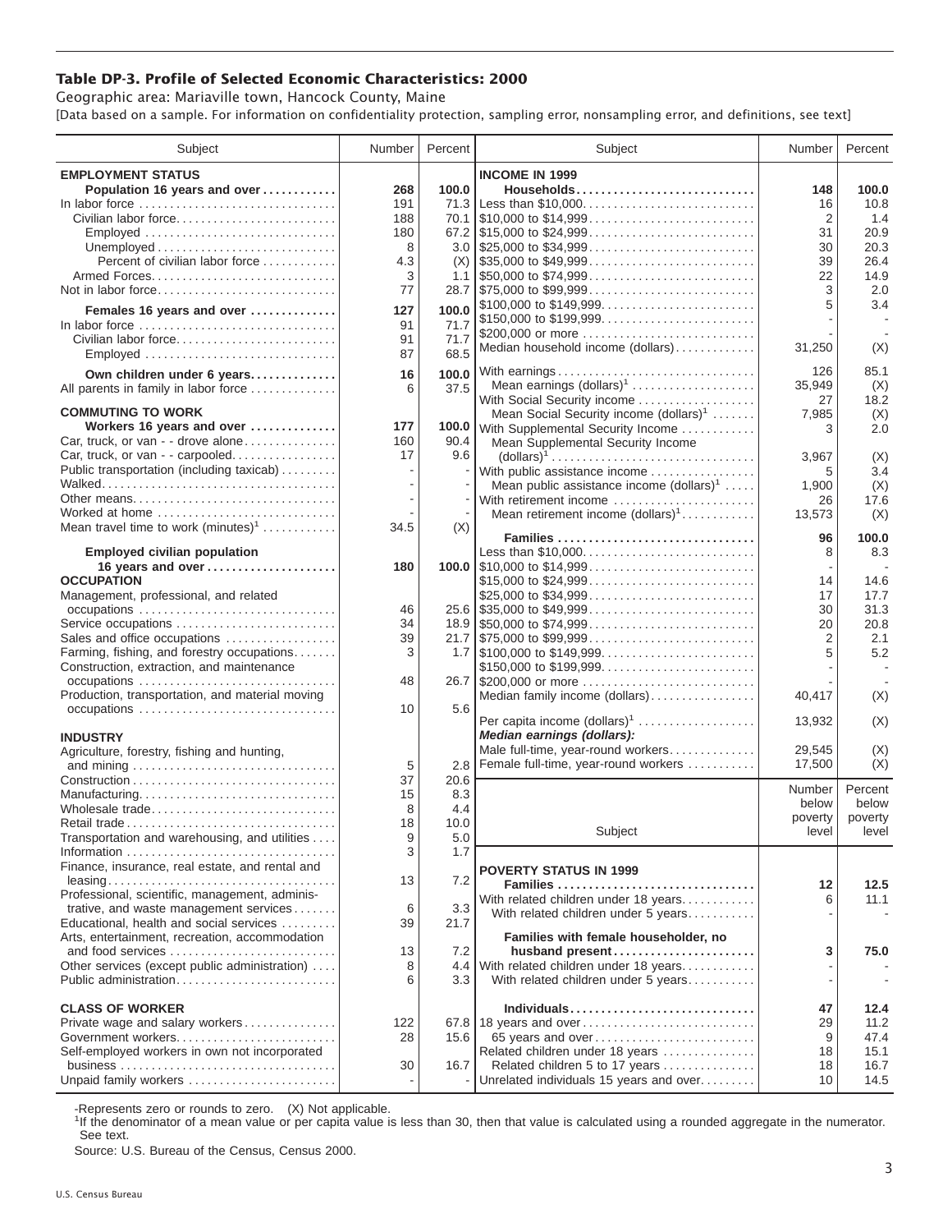# Table DP-3. Profile of Selected Economic Characteristics: 2000

Geographic area: Mariaville town, Hancock County, Maine

[Data based on a sample. For information on confidentiality protection, sampling error, nonsampling error, and definitions, see text]

| Subject | Number | Percent |
|---|---|---|
| **EMPLOYMENT STATUS** | | |
| **Population 16 years and over** | **268** | **100.0** |
| In labor force | 191 | 71.3 |
| Civilian labor force | 188 | 70.1 |
| Employed | 180 | 67.2 |
| Unemployed | 8 | 3.0 |
| Percent of civilian labor force | 4.3 | (X) |
| Armed Forces | 3 | 1.1 |
| Not in labor force | 77 | 28.7 |
| **Females 16 years and over** | **127** | **100.0** |
| In labor force | 91 | 71.7 |
| Civilian labor force | 91 | 71.7 |
| Employed | 87 | 68.5 |
| **Own children under 6 years** | **16** | **100.0** |
| All parents in family in labor force | 6 | 37.5 |
| **COMMUTING TO WORK** | | |
| **Workers 16 years and over** | **177** | **100.0** |
| Car, truck, or van - - drove alone | 160 | 90.4 |
| Car, truck, or van - - carpooled | 17 | 9.6 |
| Public transportation (including taxicab) | - | - |
| Walked | - | - |
| Other means | - | - |
| Worked at home | - | - |
| Mean travel time to work (minutes)[1] | 34.5 | (X) |
| **Employed civilian population 16 years and over** | **180** | **100.0** |
| **OCCUPATION** | | |
| Management, professional, and related occupations | 46 | 25.6 |
| Service occupations | 34 | 18.9 |
| Sales and office occupations | 39 | 21.7 |
| Farming, fishing, and forestry occupations | 3 | 1.7 |
| Construction, extraction, and maintenance occupations | 48 | 26.7 |
| Production, transportation, and material moving occupations | 10 | 5.6 |
| **INDUSTRY** | | |
| Agriculture, forestry, fishing and hunting, and mining | 5 | 2.8 |
| Construction | 37 | 20.6 |
| Manufacturing | 15 | 8.3 |
| Wholesale trade | 8 | 4.4 |
| Retail trade | 18 | 10.0 |
| Transportation and warehousing, and utilities | 9 | 5.0 |
| Information | 3 | 1.7 |
| Finance, insurance, real estate, and rental and leasing | 13 | 7.2 |
| Professional, scientific, management, administrative, and waste management services | 6 | 3.3 |
| Educational, health and social services | 39 | 21.7 |
| Arts, entertainment, recreation, accommodation and food services | 13 | 7.2 |
| Other services (except public administration) | 8 | 4.4 |
| Public administration | 6 | 3.3 |
| **CLASS OF WORKER** | | |
| Private wage and salary workers | 122 | 67.8 |
| Government workers | 28 | 15.6 |
| Self-employed workers in own not incorporated business | 30 | 16.7 |
| Unpaid family workers | - | - |

| Subject | Number | Percent |
|---|---|---|
| **INCOME IN 1999** | | |
| **Households** | **148** | **100.0** |
| Less than $10,000 | 16 | 10.8 |
| $10,000 to $14,999 | 2 | 1.4 |
| $15,000 to $24,999 | 31 | 20.9 |
| $25,000 to $34,999 | 30 | 20.3 |
| $35,000 to $49,999 | 39 | 26.4 |
| $50,000 to $74,999 | 22 | 14.9 |
| $75,000 to $99,999 | 3 | 2.0 |
| $100,000 to $149,999 | 5 | 3.4 |
| $150,000 to $199,999 | - | - |
| $200,000 or more | - | - |
| Median household income (dollars) | 31,250 | (X) |
| With earnings | 126 | 85.1 |
| Mean earnings (dollars)[1] | 35,949 | (X) |
| With Social Security income | 27 | 18.2 |
| Mean Social Security income (dollars)[1] | 7,985 | (X) |
| With Supplemental Security Income | 3 | 2.0 |
| Mean Supplemental Security Income (dollars)[1] | 3,967 | (X) |
| With public assistance income | 5 | 3.4 |
| Mean public assistance income (dollars)[1] | 1,900 | (X) |
| With retirement income | 26 | 17.6 |
| Mean retirement income (dollars)[1] | 13,573 | (X) |
| **Families** | **96** | **100.0** |
| Less than $10,000 | 8 | 8.3 |
| $10,000 to $14,999 | - | - |
| $15,000 to $24,999 | 14 | 14.6 |
| $25,000 to $34,999 | 17 | 17.7 |
| $35,000 to $49,999 | 30 | 31.3 |
| $50,000 to $74,999 | 20 | 20.8 |
| $75,000 to $99,999 | 2 | 2.1 |
| $100,000 to $149,999 | 5 | 5.2 |
| $150,000 to $199,999 | - | - |
| $200,000 or more | - | - |
| Median family income (dollars) | 40,417 | (X) |
| Per capita income (dollars)[1] | 13,932 | (X) |
| ***Median earnings (dollars):*** | | |
| Male full-time, year-round workers | 29,545 | (X) |
| Female full-time, year-round workers | 17,500 | (X) |

| Subject | Number below poverty level | Percent below poverty level |
|---|---|---|
| **POVERTY STATUS IN 1999** | | |
| **Families** | **12** | **12.5** |
| With related children under 18 years | 6 | 11.1 |
| With related children under 5 years | - | - |
| **Families with female householder, no husband present** | **3** | **75.0** |
| With related children under 18 years | - | - |
| With related children under 5 years | - | - |
| **Individuals** | **47** | **12.4** |
| 18 years and over | 29 | 11.2 |
| 65 years and over | 9 | 47.4 |
| Related children under 18 years | 18 | 15.1 |
| Related children 5 to 17 years | 18 | 16.7 |
| Unrelated individuals 15 years and over | 10 | 14.5 |

-Represents zero or rounds to zero. (X) Not applicable.

[1]If the denominator of a mean value or per capita value is less than 30, then that value is calculated using a rounded aggregate in the numerator. See text.

Source: U.S. Bureau of the Census, Census 2000.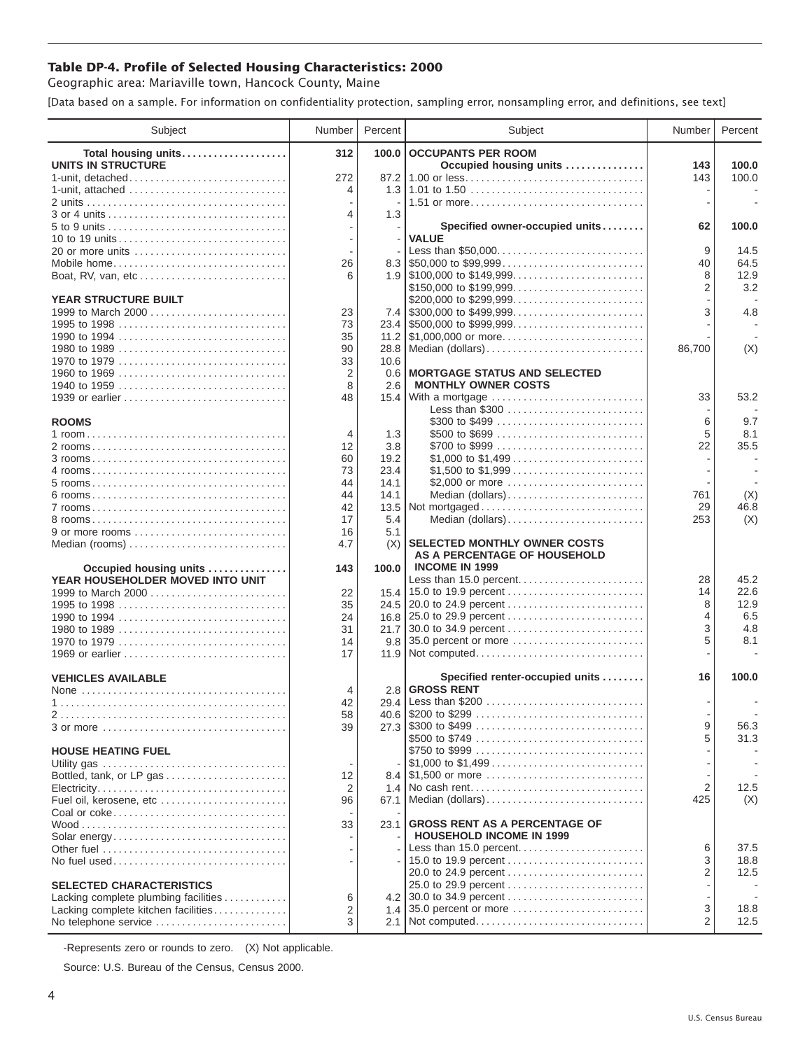## Table DP-4. Profile of Selected Housing Characteristics: 2000

Geographic area: Mariaville town, Hancock County, Maine

[Data based on a sample. For information on confidentiality protection, sampling error, nonsampling error, and definitions, see text]

| Subject | Number | Percent | Subject | Number | Percent |
|---|---|---|---|---|---|
| **Total housing units** | **312** | **100.0** | **OCCUPANTS PER ROOM** | | |
| **UNITS IN STRUCTURE** | | | **Occupied housing units** | **143** | **100.0** |
| 1-unit, detached | 272 | 87.2 | 1.00 or less | 143 | 100.0 |
| 1-unit, attached | 4 | 1.3 | 1.01 to 1.50 | - | - |
| 2 units | - | - | 1.51 or more | - | - |
| 3 or 4 units | 4 | 1.3 | | | |
| 5 to 9 units | - | - | **Specified owner-occupied units** | **62** | **100.0** |
| 10 to 19 units | - | - | **VALUE** | | |
| 20 or more units | - | - | Less than $50,000 | 9 | 14.5 |
| Mobile home | 26 | 8.3 | $50,000 to $99,999 | 40 | 64.5 |
| Boat, RV, van, etc | 6 | 1.9 | $100,000 to $149,999 | 8 | 12.9 |
| | | | $150,000 to $199,999 | 2 | 3.2 |
| **YEAR STRUCTURE BUILT** | | | $200,000 to $299,999 | - | - |
| 1999 to March 2000 | 23 | 7.4 | $300,000 to $499,999 | 3 | 4.8 |
| 1995 to 1998 | 73 | 23.4 | $500,000 to $999,999 | - | - |
| 1990 to 1994 | 35 | 11.2 | $1,000,000 or more | - | - |
| 1980 to 1989 | 90 | 28.8 | Median (dollars) | 86,700 | (X) |
| 1970 to 1979 | 33 | 10.6 | | | |
| 1960 to 1969 | 2 | 0.6 | **MORTGAGE STATUS AND SELECTED MONTHLY OWNER COSTS** | | |
| 1940 to 1959 | 8 | 2.6 | | | |
| 1939 or earlier | 48 | 15.4 | With a mortgage | 33 | 53.2 |
| | | | Less than $300 | - | - |
| **ROOMS** | | | $300 to $499 | 6 | 9.7 |
| 1 room | 4 | 1.3 | $500 to $699 | 5 | 8.1 |
| 2 rooms | 12 | 3.8 | $700 to $999 | 22 | 35.5 |
| 3 rooms | 60 | 19.2 | $1,000 to $1,499 | - | - |
| 4 rooms | 73 | 23.4 | $1,500 to $1,999 | - | - |
| 5 rooms | 44 | 14.1 | $2,000 or more | - | - |
| 6 rooms | 44 | 14.1 | Median (dollars) | 761 | (X) |
| 7 rooms | 42 | 13.5 | Not mortgaged | 29 | 46.8 |
| 8 rooms | 17 | 5.4 | Median (dollars) | 253 | (X) |
| 9 or more rooms | 16 | 5.1 | | | |
| Median (rooms) | 4.7 | (X) | **SELECTED MONTHLY OWNER COSTS AS A PERCENTAGE OF HOUSEHOLD INCOME IN 1999** | | |
| **Occupied housing units** | **143** | **100.0** | | | |
| **YEAR HOUSEHOLDER MOVED INTO UNIT** | | | Less than 15.0 percent | 28 | 45.2 |
| 1999 to March 2000 | 22 | 15.4 | 15.0 to 19.9 percent | 14 | 22.6 |
| 1995 to 1998 | 35 | 24.5 | 20.0 to 24.9 percent | 8 | 12.9 |
| 1990 to 1994 | 24 | 16.8 | 25.0 to 29.9 percent | 4 | 6.5 |
| 1980 to 1989 | 31 | 21.7 | 30.0 to 34.9 percent | 3 | 4.8 |
| 1970 to 1979 | 14 | 9.8 | 35.0 percent or more | 5 | 8.1 |
| 1969 or earlier | 17 | 11.9 | Not computed | - | - |
| | | | | | |
| **VEHICLES AVAILABLE** | | | **Specified renter-occupied units** | **16** | **100.0** |
| None | 4 | 2.8 | **GROSS RENT** | | |
| 1 | 42 | 29.4 | Less than $200 | - | - |
| 2 | 58 | 40.6 | $200 to $299 | - | - |
| 3 or more | 39 | 27.3 | $300 to $499 | 9 | 56.3 |
| | | | $500 to $749 | 5 | 31.3 |
| **HOUSE HEATING FUEL** | | | $750 to $999 | - | - |
| Utility gas | - | - | $1,000 to $1,499 | - | - |
| Bottled, tank, or LP gas | 12 | 8.4 | $1,500 or more | - | - |
| Electricity | 2 | 1.4 | No cash rent | 2 | 12.5 |
| Fuel oil, kerosene, etc | 96 | 67.1 | Median (dollars) | 425 | (X) |
| Coal or coke | - | - | | | |
| Wood | 33 | 23.1 | **GROSS RENT AS A PERCENTAGE OF HOUSEHOLD INCOME IN 1999** | | |
| Solar energy | - | - | | | |
| Other fuel | - | - | Less than 15.0 percent | 6 | 37.5 |
| No fuel used | - | - | 15.0 to 19.9 percent | 3 | 18.8 |
| | | | 20.0 to 24.9 percent | 2 | 12.5 |
| **SELECTED CHARACTERISTICS** | | | 25.0 to 29.9 percent | - | - |
| Lacking complete plumbing facilities | 6 | 4.2 | 30.0 to 34.9 percent | - | - |
| Lacking complete kitchen facilities | 2 | 1.4 | 35.0 percent or more | 3 | 18.8 |
| No telephone service | 3 | 2.1 | Not computed | 2 | 12.5 |

-Represents zero or rounds to zero. (X) Not applicable.

Source: U.S. Bureau of the Census, Census 2000.